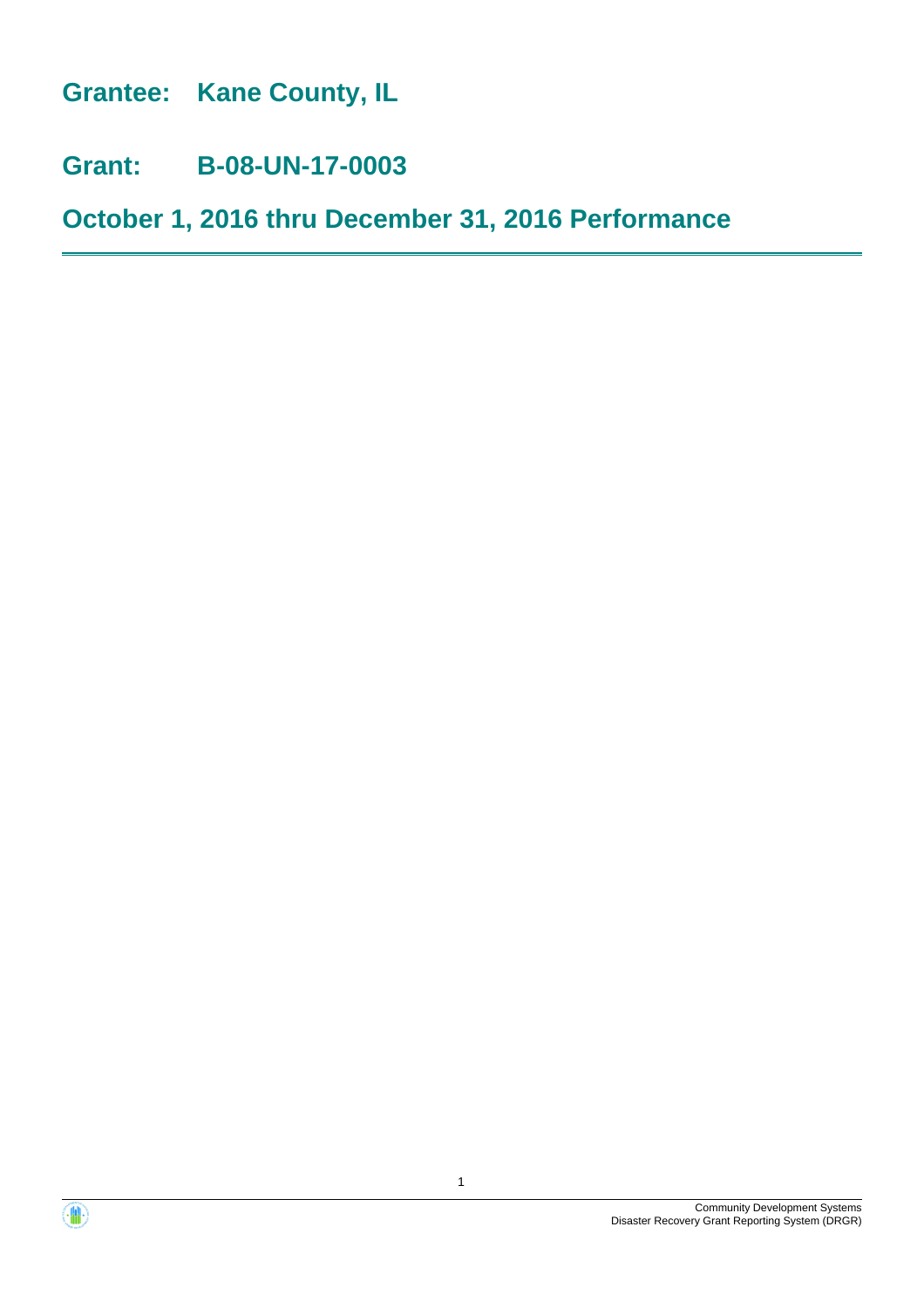# Grantee: Kane County, IL

# Grant: B-08-UN-17-0003

# October 1, 2016 thru December 31, 2016 Performance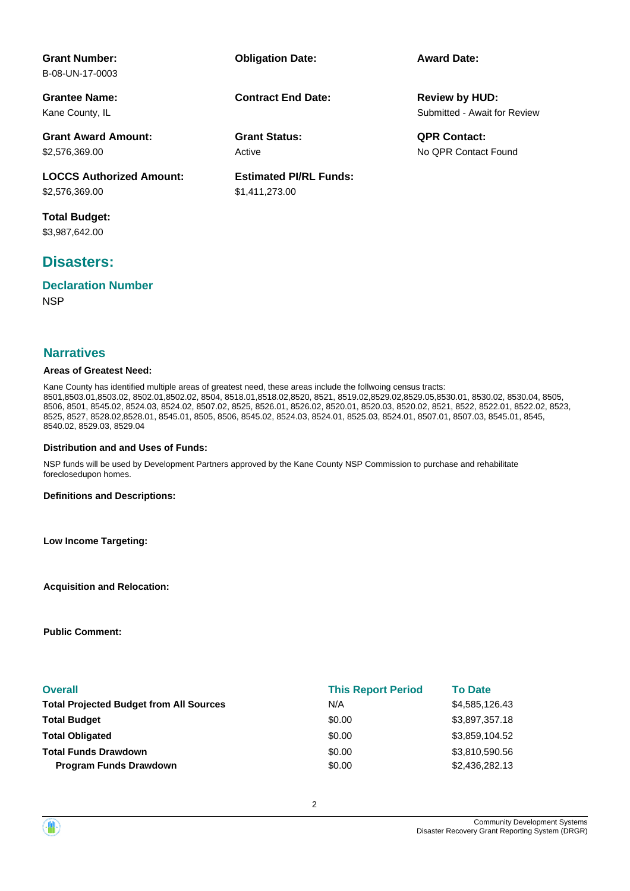**Grant Number:**
B-08-UN-17-0003

**Obligation Date:**

**Award Date:**

**Grantee Name:**
Kane County, IL

**Contract End Date:**

**Review by HUD:**
Submitted - Await for Review

**Grant Award Amount:**
$2,576,369.00

**Grant Status:**
Active

**QPR Contact:**
No QPR Contact Found

**LOCCS Authorized Amount:**
$2,576,369.00

**Estimated PI/RL Funds:**
$1,411,273.00

**Total Budget:**
$3,987,642.00

## Disasters:

### Declaration Number

NSP

## Narratives

**Areas of Greatest Need:**

Kane County has identified multiple areas of greatest need, these areas include the follwoing census tracts: 8501,8503.01,8503.02, 8502.01,8502.02, 8504, 8518.01,8518.02,8520, 8521, 8519.02,8529.02,8529.05,8530.01, 8530.02, 8530.04, 8505, 8506, 8501, 8545.02, 8524.03, 8524.02, 8507.02, 8525, 8526.01, 8526.02, 8520.01, 8520.03, 8520.02, 8521, 8522, 8522.01, 8522.02, 8523, 8525, 8527, 8528.02,8528.01, 8545.01, 8505, 8506, 8545.02, 8524.03, 8524.01, 8525.03, 8524.01, 8507.01, 8507.03, 8545.01, 8545, 8540.02, 8529.03, 8529.04

**Distribution and and Uses of Funds:**

NSP funds will be used by Development Partners approved by the Kane County NSP Commission to purchase and rehabilitate foreclosedupon homes.

**Definitions and Descriptions:**

**Low Income Targeting:**

**Acquisition and Relocation:**

**Public Comment:**

| Overall | This Report Period | To Date |
|---|---|---|
| **Total Projected Budget from All Sources** | N/A | $4,585,126.43 |
| **Total Budget** | $0.00 | $3,897,357.18 |
| **Total Obligated** | $0.00 | $3,859,104.52 |
| **Total Funds Drawdown** | $0.00 | $3,810,590.56 |
| **Program Funds Drawdown** | $0.00 | $2,436,282.13 |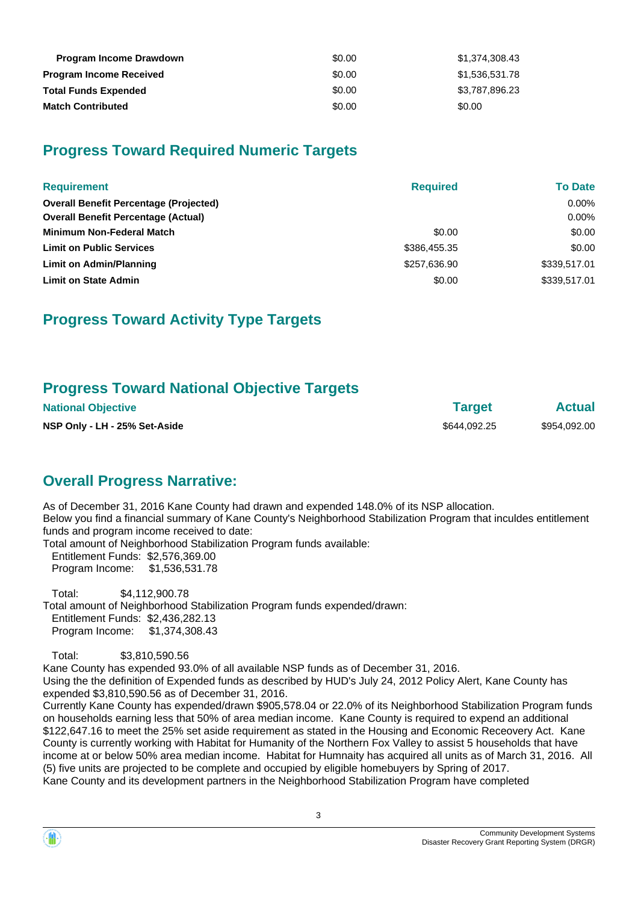| | | |
|---|---|---|
| **Program Income Drawdown** | $0.00 | $1,374,308.43 |
| **Program Income Received** | $0.00 | $1,536,531.78 |
| **Total Funds Expended** | $0.00 | $3,787,896.23 |
| **Match Contributed** | $0.00 | $0.00 |

## Progress Toward Required Numeric Targets

| Requirement | Required | To Date |
|---|---|---|
| **Overall Benefit Percentage (Projected)** | | 0.00% |
| **Overall Benefit Percentage (Actual)** | | 0.00% |
| **Minimum Non-Federal Match** | $0.00 | $0.00 |
| **Limit on Public Services** | $386,455.35 | $0.00 |
| **Limit on Admin/Planning** | $257,636.90 | $339,517.01 |
| **Limit on State Admin** | $0.00 | $339,517.01 |

## Progress Toward Activity Type Targets

## Progress Toward National Objective Targets

| National Objective | Target | Actual |
|---|---|---|
| **NSP Only - LH - 25% Set-Aside** | $644,092.25 | $954,092.00 |

## Overall Progress Narrative:

As of December 31, 2016 Kane County had drawn and expended 148.0% of its NSP allocation.
Below you find a financial summary of Kane County's Neighborhood Stabilization Program that inculdes entitlement funds and program income received to date:
Total amount of Neighborhood Stabilization Program funds available:
  Entitlement Funds: $2,576,369.00
  Program Income: $1,536,531.78

  Total: $4,112,900.78
Total amount of Neighborhood Stabilization Program funds expended/drawn:
  Entitlement Funds: $2,436,282.13
  Program Income: $1,374,308.43

  Total: $3,810,590.56
Kane County has expended 93.0% of all available NSP funds as of December 31, 2016.
Using the the definition of Expended funds as described by HUD's July 24, 2012 Policy Alert, Kane County has expended $3,810,590.56 as of December 31, 2016.
Currently Kane County has expended/drawn $905,578.04 or 22.0% of its Neighborhood Stabilization Program funds on households earning less that 50% of area median income. Kane County is required to expend an additional $122,647.16 to meet the 25% set aside requirement as stated in the Housing and Economic Receovery Act. Kane County is currently working with Habitat for Humanity of the Northern Fox Valley to assist 5 households that have income at or below 50% area median income. Habitat for Humnaity has acquired all units as of March 31, 2016. All (5) five units are projected to be complete and occupied by eligible homebuyers by Spring of 2017.
Kane County and its development partners in the Neighborhood Stabilization Program have completed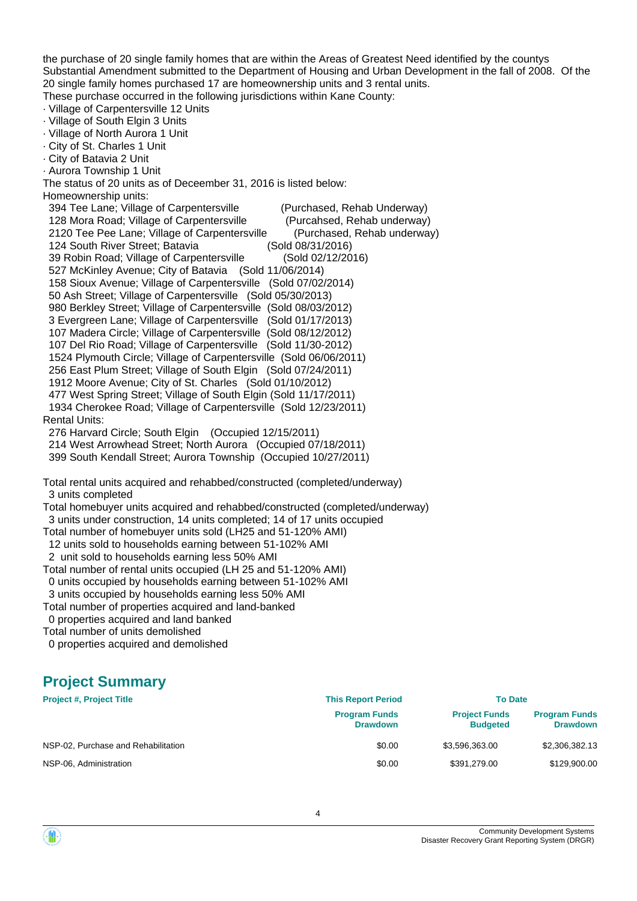the purchase of 20 single family homes that are within the Areas of Greatest Need identified by the countys Substantial Amendment submitted to the Department of Housing and Urban Development in the fall of 2008. Of the 20 single family homes purchased 17 are homeownership units and 3 rental units.

These purchase occurred in the following jurisdictions within Kane County:

· Village of Carpentersville 12 Units
· Village of South Elgin 3 Units
· Village of North Aurora 1 Unit
· City of St. Charles 1 Unit
· City of Batavia 2 Unit
· Aurora Township 1 Unit

The status of 20 units as of Deceember 31, 2016 is listed below:

Homeownership units:

394 Tee Lane; Village of Carpentersville (Purchased, Rehab Underway)
128 Mora Road; Village of Carpentersville (Purcahsed, Rehab underway)
2120 Tee Pee Lane; Village of Carpentersville (Purchased, Rehab underway)
124 South River Street; Batavia (Sold 08/31/2016)
39 Robin Road; Village of Carpentersville (Sold 02/12/2016)
527 McKinley Avenue; City of Batavia (Sold 11/06/2014)
158 Sioux Avenue; Village of Carpentersville (Sold 07/02/2014)
50 Ash Street; Village of Carpentersville (Sold 05/30/2013)
980 Berkley Street; Village of Carpentersville (Sold 08/03/2012)
3 Evergreen Lane; Village of Carpentersville (Sold 01/17/2013)
107 Madera Circle; Village of Carpentersville (Sold 08/12/2012)
107 Del Rio Road; Village of Carpentersville (Sold 11/30-2012)
1524 Plymouth Circle; Village of Carpentersville (Sold 06/06/2011)
256 East Plum Street; Village of South Elgin (Sold 07/24/2011)
1912 Moore Avenue; City of St. Charles (Sold 01/10/2012)
477 West Spring Street; Village of South Elgin (Sold 11/17/2011)
1934 Cherokee Road; Village of Carpentersville (Sold 12/23/2011)

Rental Units:

276 Harvard Circle; South Elgin (Occupied 12/15/2011)
214 West Arrowhead Street; North Aurora (Occupied 07/18/2011)
399 South Kendall Street; Aurora Township (Occupied 10/27/2011)

Total rental units acquired and rehabbed/constructed (completed/underway)
3 units completed
Total homebuyer units acquired and rehabbed/constructed (completed/underway)
3 units under construction, 14 units completed; 14 of 17 units occupied
Total number of homebuyer units sold (LH25 and 51-120% AMI)
12 units sold to households earning between 51-102% AMI
2 unit sold to households earning less 50% AMI
Total number of rental units occupied (LH 25 and 51-120% AMI)
0 units occupied by households earning between 51-102% AMI
3 units occupied by households earning less 50% AMI
Total number of properties acquired and land-banked
0 properties acquired and land banked
Total number of units demolished
0 properties acquired and demolished

## Project Summary

| Project #, Project Title | This Report Period | To Date | |
|---|---|---|---|
| | Program Funds Drawdown | Project Funds Budgeted | Program Funds Drawdown |
| NSP-02, Purchase and Rehabilitation | $0.00 | $3,596,363.00 | $2,306,382.13 |
| NSP-06, Administration | $0.00 | $391,279.00 | $129,900.00 |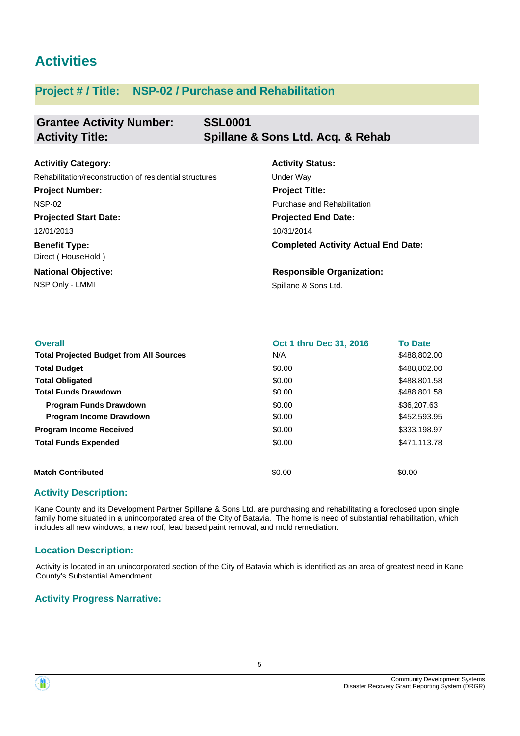# Activities

## Project # / Title: NSP-02 / Purchase and Rehabilitation

| | |
|---|---|
| **Grantee Activity Number:** | **SSL0001** |
| **Activity Title:** | **Spillane & Sons Ltd. Acq. & Rehab** |

**Activitiy Category:**
Rehabilitation/reconstruction of residential structures

**Activity Status:**
Under Way

**Project Number:**
NSP-02

**Project Title:**
Purchase and Rehabilitation

**Projected Start Date:**
12/01/2013

**Projected End Date:**
10/31/2014

**Benefit Type:**
Direct ( HouseHold )

**Completed Activity Actual End Date:**

**National Objective:**
NSP Only - LMMI

**Responsible Organization:**
Spillane & Sons Ltd.

| Overall | Oct 1 thru Dec 31, 2016 | To Date |
|---|---|---|
| **Total Projected Budget from All Sources** | N/A | $488,802.00 |
| **Total Budget** | $0.00 | $488,802.00 |
| **Total Obligated** | $0.00 | $488,801.58 |
| **Total Funds Drawdown** | $0.00 | $488,801.58 |
| **Program Funds Drawdown** | $0.00 | $36,207.63 |
| **Program Income Drawdown** | $0.00 | $452,593.95 |
| **Program Income Received** | $0.00 | $333,198.97 |
| **Total Funds Expended** | $0.00 | $471,113.78 |
| **Match Contributed** | $0.00 | $0.00 |

### Activity Description:

Kane County and its Development Partner Spillane & Sons Ltd. are purchasing and rehabilitating a foreclosed upon single family home situated in a unincorporated area of the City of Batavia. The home is need of substantial rehabilitation, which includes all new windows, a new roof, lead based paint removal, and mold remediation.

### Location Description:

Activity is located in an unincorporated section of the City of Batavia which is identified as an area of greatest need in Kane County's Substantial Amendment.

### Activity Progress Narrative: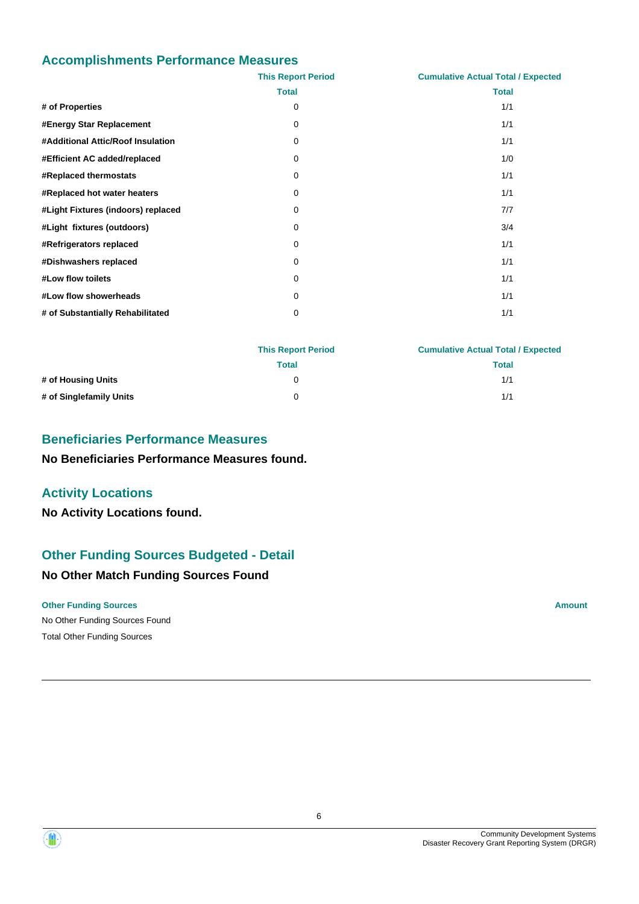## Accomplishments Performance Measures

| | This Report Period | Cumulative Actual Total / Expected |
|---|---|---|
| | Total | Total |
| **# of Properties** | 0 | 1/1 |
| **#Energy Star Replacement** | 0 | 1/1 |
| **#Additional Attic/Roof Insulation** | 0 | 1/1 |
| **#Efficient AC added/replaced** | 0 | 1/0 |
| **#Replaced thermostats** | 0 | 1/1 |
| **#Replaced hot water heaters** | 0 | 1/1 |
| **#Light Fixtures (indoors) replaced** | 0 | 7/7 |
| **#Light fixtures (outdoors)** | 0 | 3/4 |
| **#Refrigerators replaced** | 0 | 1/1 |
| **#Dishwashers replaced** | 0 | 1/1 |
| **#Low flow toilets** | 0 | 1/1 |
| **#Low flow showerheads** | 0 | 1/1 |
| **# of Substantially Rehabilitated** | 0 | 1/1 |

| | This Report Period | Cumulative Actual Total / Expected |
|---|---|---|
| | Total | Total |
| **# of Housing Units** | 0 | 1/1 |
| **# of Singlefamily Units** | 0 | 1/1 |

## Beneficiaries Performance Measures

**No Beneficiaries Performance Measures found.**

## Activity Locations

**No Activity Locations found.**

## Other Funding Sources Budgeted - Detail

**No Other Match Funding Sources Found**

| Other Funding Sources | Amount |
|---|---|
| No Other Funding Sources Found | |
| Total Other Funding Sources | |